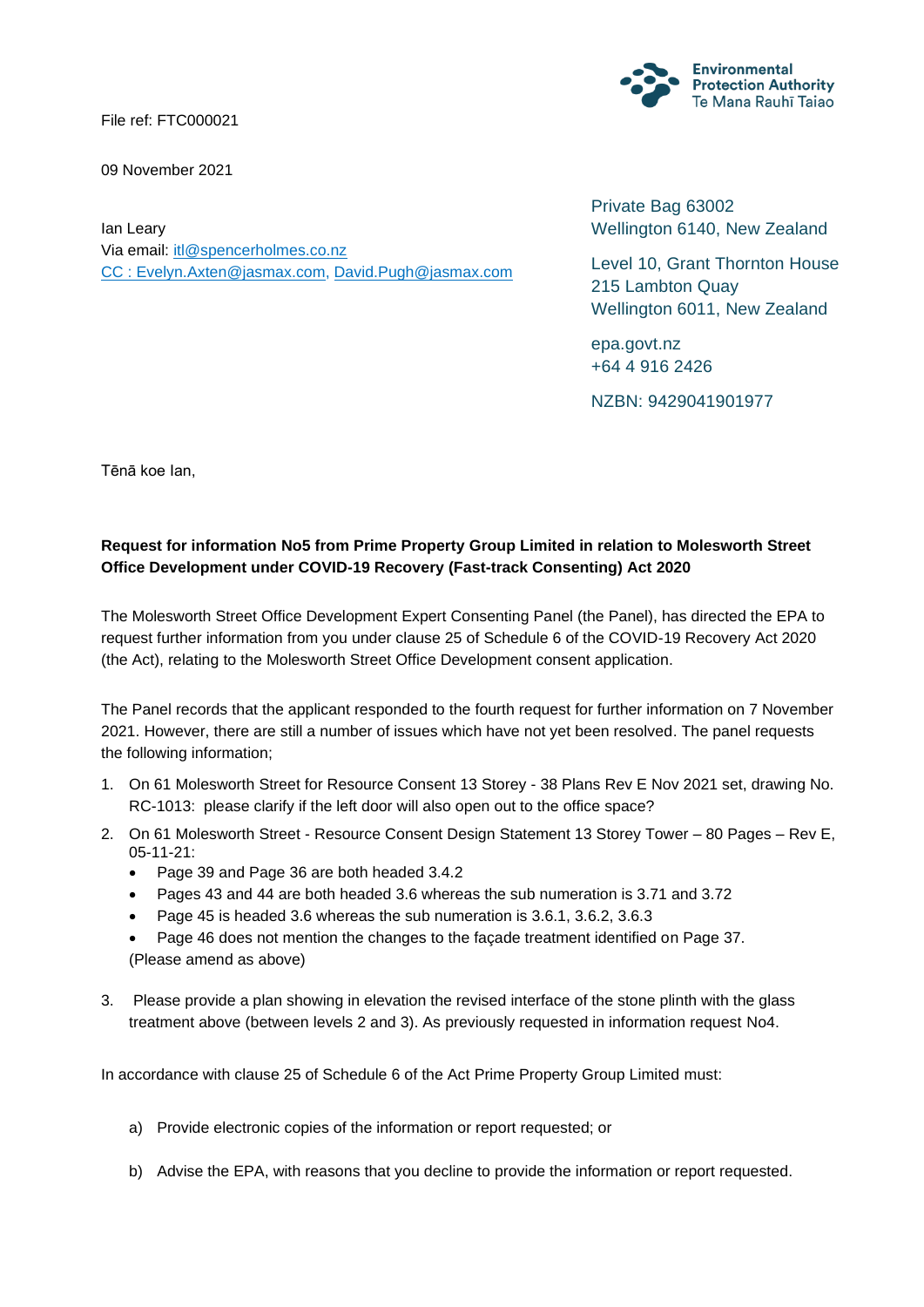File ref: FTC000021

09 November 2021

Ian Leary
Via email: itl@spencerholmes.co.nz
CC : Evelyn.Axten@jasmax.com, David.Pugh@jasmax.com

Environmental Protection Authority
Te Mana Rauhī Taiao

Private Bag 63002
Wellington 6140, New Zealand

Level 10, Grant Thornton House
215 Lambton Quay
Wellington 6011, New Zealand

epa.govt.nz
+64 4 916 2426

NZBN: 9429041901977

Tēnā koe Ian,

**Request for information No5 from Prime Property Group Limited in relation to Molesworth Street Office Development under COVID-19 Recovery (Fast-track Consenting) Act 2020**

The Molesworth Street Office Development Expert Consenting Panel (the Panel), has directed the EPA to request further information from you under clause 25 of Schedule 6 of the COVID-19 Recovery Act 2020 (the Act), relating to the Molesworth Street Office Development consent application.

The Panel records that the applicant responded to the fourth request for further information on 7 November 2021. However, there are still a number of issues which have not yet been resolved. The panel requests the following information;

1. On 61 Molesworth Street for Resource Consent 13 Storey - 38 Plans Rev E Nov 2021 set, drawing No. RC-1013: please clarify if the left door will also open out to the office space?
2. On 61 Molesworth Street - Resource Consent Design Statement 13 Storey Tower – 80 Pages – Rev E, 05-11-21:
   - Page 39 and Page 36 are both headed 3.4.2
   - Pages 43 and 44 are both headed 3.6 whereas the sub numeration is 3.71 and 3.72
   - Page 45 is headed 3.6 whereas the sub numeration is 3.6.1, 3.6.2, 3.6.3
   - Page 46 does not mention the changes to the façade treatment identified on Page 37.

   (Please amend as above)

3. Please provide a plan showing in elevation the revised interface of the stone plinth with the glass treatment above (between levels 2 and 3). As previously requested in information request No4.

In accordance with clause 25 of Schedule 6 of the Act Prime Property Group Limited must:

a) Provide electronic copies of the information or report requested; or

b) Advise the EPA, with reasons that you decline to provide the information or report requested.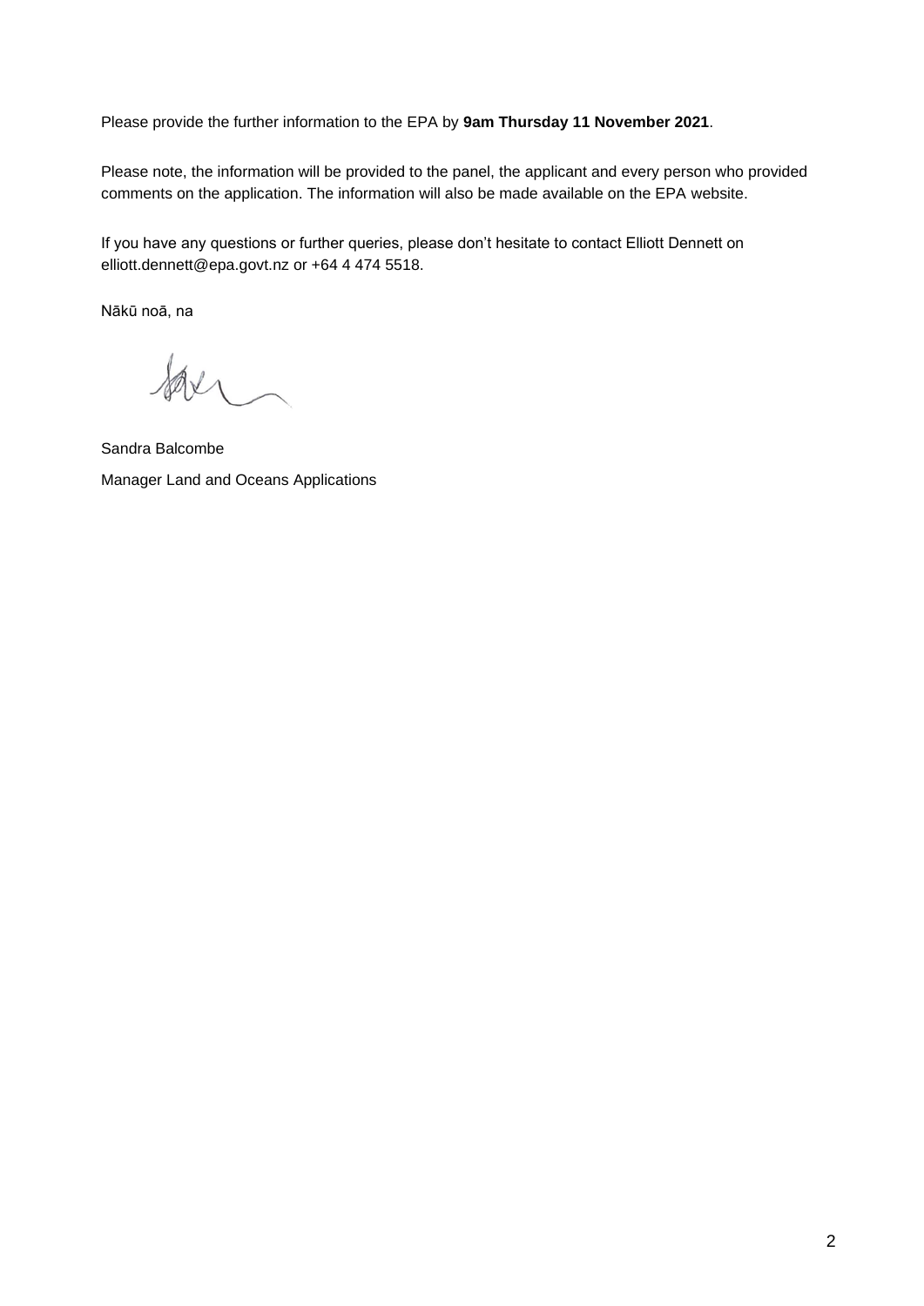Please provide the further information to the EPA by **9am Thursday 11 November 2021**.

Please note, the information will be provided to the panel, the applicant and every person who provided comments on the application. The information will also be made available on the EPA website.

If you have any questions or further queries, please don't hesitate to contact Elliott Dennett on elliott.dennett@epa.govt.nz or +64 4 474 5518.

Nākū noā, na

Sandra Balcombe

Manager Land and Oceans Applications